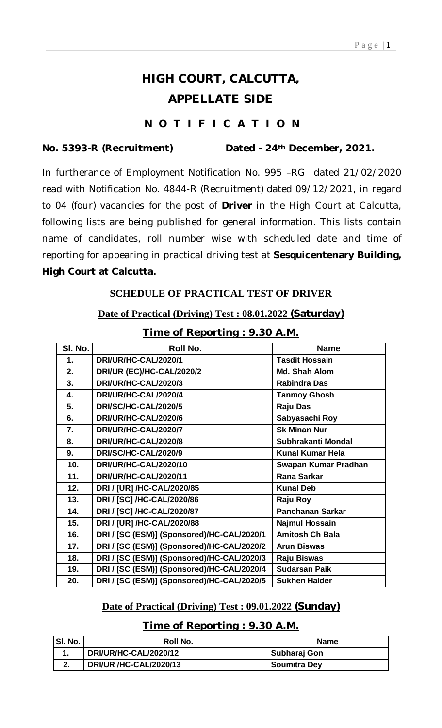# HIGH COURT, CALCUTTA,

# APPELLATE SIDE

## **N O T I F I C A T I O N**

**No. 5393-R (Recruitment)          Dated - 24th December, 2021.**

In furtherance of Employment Notification No. 995 –RG dated 21/02/2020 read with Notification No. 4844-R (Recruitment) dated 09/12/2021, in regard to 04 (four) vacancies for the post of **Driver** in the High Court at Calcutta, following lists are being published for general information. This lists contain name of candidates, roll number wise with scheduled date and time of reporting for appearing in practical driving test at **Sesquicentenary Building, High Court at Calcutta.**

### **SCHEDULE OF PRACTICAL TEST OF DRIVER**

**Date of Practical (Driving) Test : 08.01.2022 (Saturday)**

**Time of Reporting : 9.30 A.M.**

| Sl. No. | Roll No. | Name |
|---|---|---|
| 1. | DRI/UR/HC-CAL/2020/1 | Tasdit Hossain |
| 2. | DRI/UR (EC)/HC-CAL/2020/2 | Md. Shah Alom |
| 3. | DRI/UR/HC-CAL/2020/3 | Rabindra Das |
| 4. | DRI/UR/HC-CAL/2020/4 | Tanmoy Ghosh |
| 5. | DRI/SC/HC-CAL/2020/5 | Raju Das |
| 6. | DRI/UR/HC-CAL/2020/6 | Sabyasachi Roy |
| 7. | DRI/UR/HC-CAL/2020/7 | Sk Minan Nur |
| 8. | DRI/UR/HC-CAL/2020/8 | Subhrakanti Mondal |
| 9. | DRI/SC/HC-CAL/2020/9 | Kunal Kumar Hela |
| 10. | DRI/UR/HC-CAL/2020/10 | Swapan Kumar Pradhan |
| 11. | DRI/UR/HC-CAL/2020/11 | Rana Sarkar |
| 12. | DRI / [UR] /HC-CAL/2020/85 | Kunal Deb |
| 13. | DRI / [SC] /HC-CAL/2020/86 | Raju Roy |
| 14. | DRI / [SC] /HC-CAL/2020/87 | Panchanan Sarkar |
| 15. | DRI / [UR] /HC-CAL/2020/88 | Najmul Hossain |
| 16. | DRI / [SC (ESM)] (Sponsored)/HC-CAL/2020/1 | Amitosh Ch Bala |
| 17. | DRI / [SC (ESM)] (Sponsored)/HC-CAL/2020/2 | Arun Biswas |
| 18. | DRI / [SC (ESM)] (Sponsored)/HC-CAL/2020/3 | Raju Biswas |
| 19. | DRI / [SC (ESM)] (Sponsored)/HC-CAL/2020/4 | Sudarsan Paik |
| 20. | DRI / [SC (ESM)] (Sponsored)/HC-CAL/2020/5 | Sukhen Halder |

**Date of Practical (Driving) Test : 09.01.2022 (Sunday)**

**Time of Reporting : 9.30 A.M.**

| Sl. No. | Roll No. | Name |
|---|---|---|
| 1. | DRI/UR/HC-CAL/2020/12 | Subharaj Gon |
| 2. | DRI/UR /HC-CAL/2020/13 | Soumitra Dey |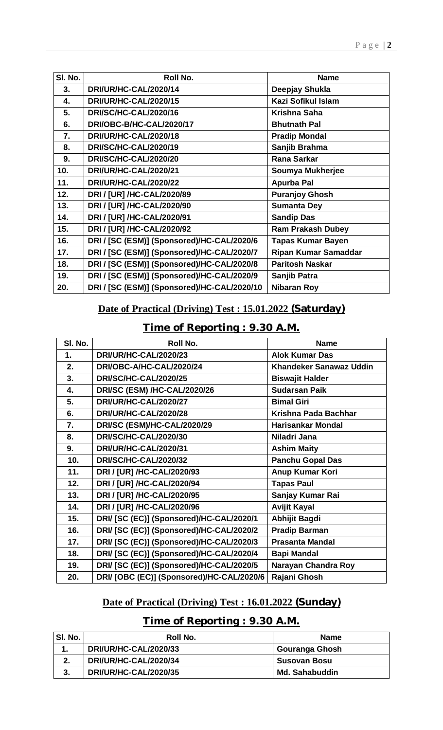| Sl. No. | Roll No. | Name |
|---|---|---|
| 3. | DRI/UR/HC-CAL/2020/14 | Deepjay Shukla |
| 4. | DRI/UR/HC-CAL/2020/15 | Kazi Sofikul Islam |
| 5. | DRI/SC/HC-CAL/2020/16 | Krishna Saha |
| 6. | DRI/OBC-B/HC-CAL/2020/17 | Bhutnath Pal |
| 7. | DRI/UR/HC-CAL/2020/18 | Pradip Mondal |
| 8. | DRI/SC/HC-CAL/2020/19 | Sanjib Brahma |
| 9. | DRI/SC/HC-CAL/2020/20 | Rana Sarkar |
| 10. | DRI/UR/HC-CAL/2020/21 | Soumya Mukherjee |
| 11. | DRI/UR/HC-CAL/2020/22 | Apurba Pal |
| 12. | DRI / [UR] /HC-CAL/2020/89 | Puranjoy Ghosh |
| 13. | DRI / [UR] /HC-CAL/2020/90 | Sumanta Dey |
| 14. | DRI / [UR] /HC-CAL/2020/91 | Sandip Das |
| 15. | DRI / [UR] /HC-CAL/2020/92 | Ram Prakash Dubey |
| 16. | DRI / [SC (ESM)] (Sponsored)/HC-CAL/2020/6 | Tapas Kumar Bayen |
| 17. | DRI / [SC (ESM)] (Sponsored)/HC-CAL/2020/7 | Ripan Kumar Samaddar |
| 18. | DRI / [SC (ESM)] (Sponsored)/HC-CAL/2020/8 | Paritosh Naskar |
| 19. | DRI / [SC (ESM)] (Sponsored)/HC-CAL/2020/9 | Sanjib Patra |
| 20. | DRI / [SC (ESM)] (Sponsored)/HC-CAL/2020/10 | Nibaran Roy |

## Date of Practical (Driving) Test : 15.01.2022 (Saturday)

## Time of Reporting : 9.30 A.M.

| Sl. No. | Roll No. | Name |
|---|---|---|
| 1. | DRI/UR/HC-CAL/2020/23 | Alok Kumar Das |
| 2. | DRI/OBC-A/HC-CAL/2020/24 | Khandeker Sanawaz Uddin |
| 3. | DRI/SC/HC-CAL/2020/25 | Biswajit Halder |
| 4. | DRI/SC (ESM) /HC-CAL/2020/26 | Sudarsan Paik |
| 5. | DRI/UR/HC-CAL/2020/27 | Bimal Giri |
| 6. | DRI/UR/HC-CAL/2020/28 | Krishna Pada Bachhar |
| 7. | DRI/SC (ESM)/HC-CAL/2020/29 | Harisankar Mondal |
| 8. | DRI/SC/HC-CAL/2020/30 | Niladri Jana |
| 9. | DRI/UR/HC-CAL/2020/31 | Ashim Maity |
| 10. | DRI/SC/HC-CAL/2020/32 | Panchu Gopal Das |
| 11. | DRI / [UR] /HC-CAL/2020/93 | Anup Kumar Kori |
| 12. | DRI / [UR] /HC-CAL/2020/94 | Tapas Paul |
| 13. | DRI / [UR] /HC-CAL/2020/95 | Sanjay Kumar Rai |
| 14. | DRI / [UR] /HC-CAL/2020/96 | Avijit Kayal |
| 15. | DRI/ [SC (EC)] (Sponsored)/HC-CAL/2020/1 | Abhijit Bagdi |
| 16. | DRI/ [SC (EC)] (Sponsored)/HC-CAL/2020/2 | Pradip Barman |
| 17. | DRI/ [SC (EC)] (Sponsored)/HC-CAL/2020/3 | Prasanta Mandal |
| 18. | DRI/ [SC (EC)] (Sponsored)/HC-CAL/2020/4 | Bapi Mandal |
| 19. | DRI/ [SC (EC)] (Sponsored)/HC-CAL/2020/5 | Narayan Chandra Roy |
| 20. | DRI/ [OBC (EC)] (Sponsored)/HC-CAL/2020/6 | Rajani Ghosh |

## Date of Practical (Driving) Test : 16.01.2022 (Sunday)

## Time of Reporting : 9.30 A.M.

| Sl. No. | Roll No. | Name |
|---|---|---|
| 1. | DRI/UR/HC-CAL/2020/33 | Gouranga Ghosh |
| 2. | DRI/UR/HC-CAL/2020/34 | Susovan Bosu |
| 3. | DRI/UR/HC-CAL/2020/35 | Md. Sahabuddin |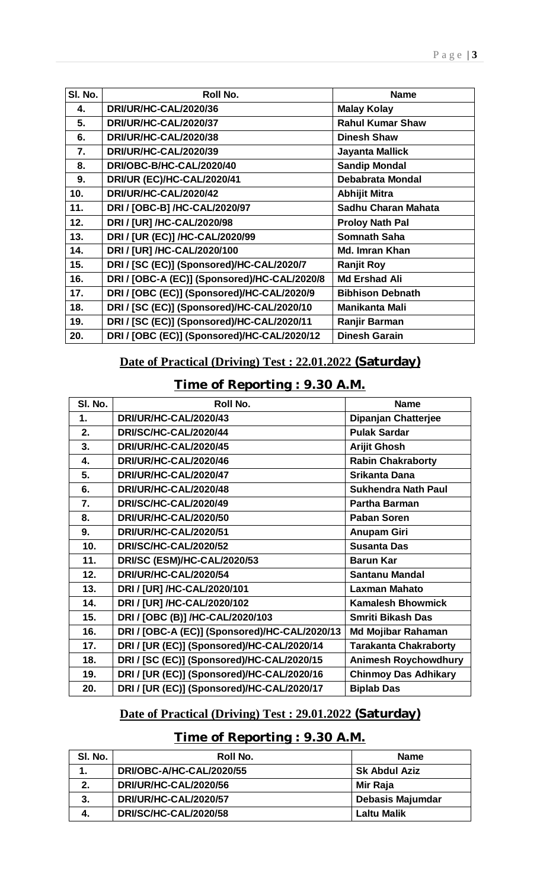| Sl. No. | Roll No. | Name |
|---|---|---|
| 4. | DRI/UR/HC-CAL/2020/36 | Malay Kolay |
| 5. | DRI/UR/HC-CAL/2020/37 | Rahul Kumar Shaw |
| 6. | DRI/UR/HC-CAL/2020/38 | Dinesh Shaw |
| 7. | DRI/UR/HC-CAL/2020/39 | Jayanta Mallick |
| 8. | DRI/OBC-B/HC-CAL/2020/40 | Sandip Mondal |
| 9. | DRI/UR (EC)/HC-CAL/2020/41 | Debabrata Mondal |
| 10. | DRI/UR/HC-CAL/2020/42 | Abhijit Mitra |
| 11. | DRI / [OBC-B] /HC-CAL/2020/97 | Sadhu Charan Mahata |
| 12. | DRI / [UR] /HC-CAL/2020/98 | Proloy Nath Pal |
| 13. | DRI / [UR (EC)] /HC-CAL/2020/99 | Somnath Saha |
| 14. | DRI / [UR] /HC-CAL/2020/100 | Md. Imran Khan |
| 15. | DRI / [SC (EC)] (Sponsored)/HC-CAL/2020/7 | Ranjit Roy |
| 16. | DRI / [OBC-A (EC)] (Sponsored)/HC-CAL/2020/8 | Md Ershad Ali |
| 17. | DRI / [OBC (EC)] (Sponsored)/HC-CAL/2020/9 | Bibhison Debnath |
| 18. | DRI / [SC (EC)] (Sponsored)/HC-CAL/2020/10 | Manikanta Mali |
| 19. | DRI / [SC (EC)] (Sponsored)/HC-CAL/2020/11 | Ranjir Barman |
| 20. | DRI / [OBC (EC)] (Sponsored)/HC-CAL/2020/12 | Dinesh Garain |

## Date of Practical (Driving) Test : 22.01.2022 (Saturday)

## Time of Reporting : 9.30 A.M.

| Sl. No. | Roll No. | Name |
|---|---|---|
| 1. | DRI/UR/HC-CAL/2020/43 | Dipanjan Chatterjee |
| 2. | DRI/SC/HC-CAL/2020/44 | Pulak Sardar |
| 3. | DRI/UR/HC-CAL/2020/45 | Arijit Ghosh |
| 4. | DRI/UR/HC-CAL/2020/46 | Rabin Chakraborty |
| 5. | DRI/UR/HC-CAL/2020/47 | Srikanta Dana |
| 6. | DRI/UR/HC-CAL/2020/48 | Sukhendra Nath Paul |
| 7. | DRI/SC/HC-CAL/2020/49 | Partha Barman |
| 8. | DRI/UR/HC-CAL/2020/50 | Paban Soren |
| 9. | DRI/UR/HC-CAL/2020/51 | Anupam Giri |
| 10. | DRI/SC/HC-CAL/2020/52 | Susanta Das |
| 11. | DRI/SC (ESM)/HC-CAL/2020/53 | Barun Kar |
| 12. | DRI/UR/HC-CAL/2020/54 | Santanu Mandal |
| 13. | DRI / [UR] /HC-CAL/2020/101 | Laxman Mahato |
| 14. | DRI / [UR] /HC-CAL/2020/102 | Kamalesh Bhowmick |
| 15. | DRI / [OBC (B)] /HC-CAL/2020/103 | Smriti Bikash Das |
| 16. | DRI / [OBC-A (EC)] (Sponsored)/HC-CAL/2020/13 | Md Mojibar Rahaman |
| 17. | DRI / [UR (EC)] (Sponsored)/HC-CAL/2020/14 | Tarakanta Chakraborty |
| 18. | DRI / [SC (EC)] (Sponsored)/HC-CAL/2020/15 | Animesh Roychowdhury |
| 19. | DRI / [UR (EC)] (Sponsored)/HC-CAL/2020/16 | Chinmoy Das Adhikary |
| 20. | DRI / [UR (EC)] (Sponsored)/HC-CAL/2020/17 | Biplab Das |

## Date of Practical (Driving) Test : 29.01.2022 (Saturday)

## Time of Reporting : 9.30 A.M.

| Sl. No. | Roll No. | Name |
|---|---|---|
| 1. | DRI/OBC-A/HC-CAL/2020/55 | Sk Abdul Aziz |
| 2. | DRI/UR/HC-CAL/2020/56 | Mir Raja |
| 3. | DRI/UR/HC-CAL/2020/57 | Debasis Majumdar |
| 4. | DRI/SC/HC-CAL/2020/58 | Laltu Malik |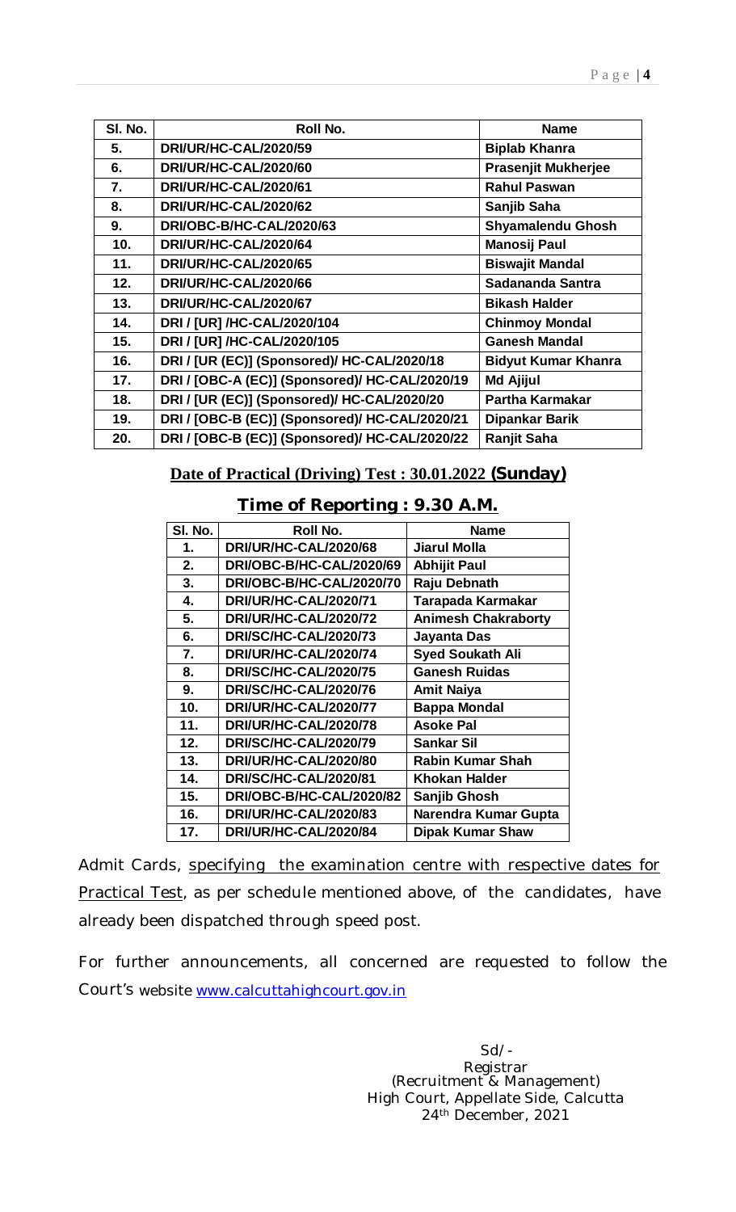| Sl. No. | Roll No. | Name |
|---|---|---|
| 5. | DRI/UR/HC-CAL/2020/59 | Biplab Khanra |
| 6. | DRI/UR/HC-CAL/2020/60 | Prasenjit Mukherjee |
| 7. | DRI/UR/HC-CAL/2020/61 | Rahul Paswan |
| 8. | DRI/UR/HC-CAL/2020/62 | Sanjib Saha |
| 9. | DRI/OBC-B/HC-CAL/2020/63 | Shyamalendu Ghosh |
| 10. | DRI/UR/HC-CAL/2020/64 | Manosij Paul |
| 11. | DRI/UR/HC-CAL/2020/65 | Biswajit Mandal |
| 12. | DRI/UR/HC-CAL/2020/66 | Sadananda Santra |
| 13. | DRI/UR/HC-CAL/2020/67 | Bikash Halder |
| 14. | DRI / [UR] /HC-CAL/2020/104 | Chinmoy Mondal |
| 15. | DRI / [UR] /HC-CAL/2020/105 | Ganesh Mandal |
| 16. | DRI / [UR (EC)] (Sponsored)/ HC-CAL/2020/18 | Bidyut Kumar Khanra |
| 17. | DRI / [OBC-A (EC)] (Sponsored)/ HC-CAL/2020/19 | Md Ajijul |
| 18. | DRI / [UR (EC)] (Sponsored)/ HC-CAL/2020/20 | Partha Karmakar |
| 19. | DRI / [OBC-B (EC)] (Sponsored)/ HC-CAL/2020/21 | Dipankar Barik |
| 20. | DRI / [OBC-B (EC)] (Sponsored)/ HC-CAL/2020/22 | Ranjit Saha |

**Date of Practical (Driving) Test : 30.01.2022 (Sunday)**

**Time of Reporting : 9.30 A.M.**

| Sl. No. | Roll No. | Name |
|---|---|---|
| 1. | DRI/UR/HC-CAL/2020/68 | Jiarul Molla |
| 2. | DRI/OBC-B/HC-CAL/2020/69 | Abhijit Paul |
| 3. | DRI/OBC-B/HC-CAL/2020/70 | Raju Debnath |
| 4. | DRI/UR/HC-CAL/2020/71 | Tarapada Karmakar |
| 5. | DRI/UR/HC-CAL/2020/72 | Animesh Chakraborty |
| 6. | DRI/SC/HC-CAL/2020/73 | Jayanta Das |
| 7. | DRI/UR/HC-CAL/2020/74 | Syed Soukath Ali |
| 8. | DRI/SC/HC-CAL/2020/75 | Ganesh Ruidas |
| 9. | DRI/SC/HC-CAL/2020/76 | Amit Naiya |
| 10. | DRI/UR/HC-CAL/2020/77 | Bappa Mondal |
| 11. | DRI/UR/HC-CAL/2020/78 | Asoke Pal |
| 12. | DRI/SC/HC-CAL/2020/79 | Sankar Sil |
| 13. | DRI/UR/HC-CAL/2020/80 | Rabin Kumar Shah |
| 14. | DRI/SC/HC-CAL/2020/81 | Khokan Halder |
| 15. | DRI/OBC-B/HC-CAL/2020/82 | Sanjib Ghosh |
| 16. | DRI/UR/HC-CAL/2020/83 | Narendra Kumar Gupta |
| 17. | DRI/UR/HC-CAL/2020/84 | Dipak Kumar Shaw |

Admit Cards, specifying the examination centre with respective dates for Practical Test, as per schedule mentioned above, of the candidates, have already been dispatched through speed post.

For further announcements, all concerned are requested to follow the Court's website www.calcuttahighcourt.gov.in

Sd/-
Registrar
(Recruitment & Management)
High Court, Appellate Side, Calcutta
24th December, 2021